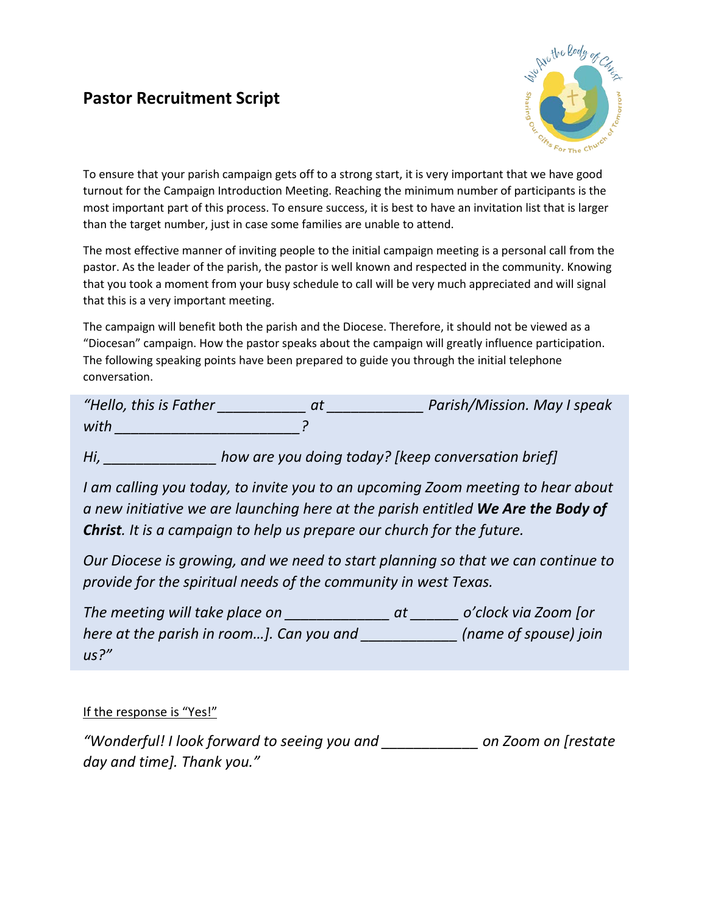# Pastor Recruitment Script

To ensure that your parish campaign gets off to a strong start, it is very important that we have good turnout for the Campaign Introduction Meeting. Reaching the minimum number of participants is the most important part of this process. To ensure success, it is best to have an invitation list that is larger than the target number, just in case some families are unable to attend.

The most effective manner of inviting people to the initial campaign meeting is a personal call from the pastor. As the leader of the parish, the pastor is well known and respected in the community. Knowing that you took a moment from your busy schedule to call will be very much appreciated and will signal that this is a very important meeting.

The campaign will benefit both the parish and the Diocese. Therefore, it should not be viewed as a "Diocesan" campaign. How the pastor speaks about the campaign will greatly influence participation. The following speaking points have been prepared to guide you through the initial telephone conversation.

*"Hello, this is Father ___________ at ____________ Parish/Mission. May I speak with _______________________?*

*Hi, ______________ how are you doing today? [keep conversation brief]*

*I am calling you today, to invite you to an upcoming Zoom meeting to hear about a new initiative we are launching here at the parish entitled **We Are the Body of Christ**. It is a campaign to help us prepare our church for the future.*

*Our Diocese is growing, and we need to start planning so that we can continue to provide for the spiritual needs of the community in west Texas.*

*The meeting will take place on _____________ at ______ o'clock via Zoom [or here at the parish in room…]. Can you and ____________ (name of spouse) join us?"*

<u>If the response is "Yes!"</u>

*"Wonderful! I look forward to seeing you and ____________ on Zoom on [restate day and time]. Thank you."*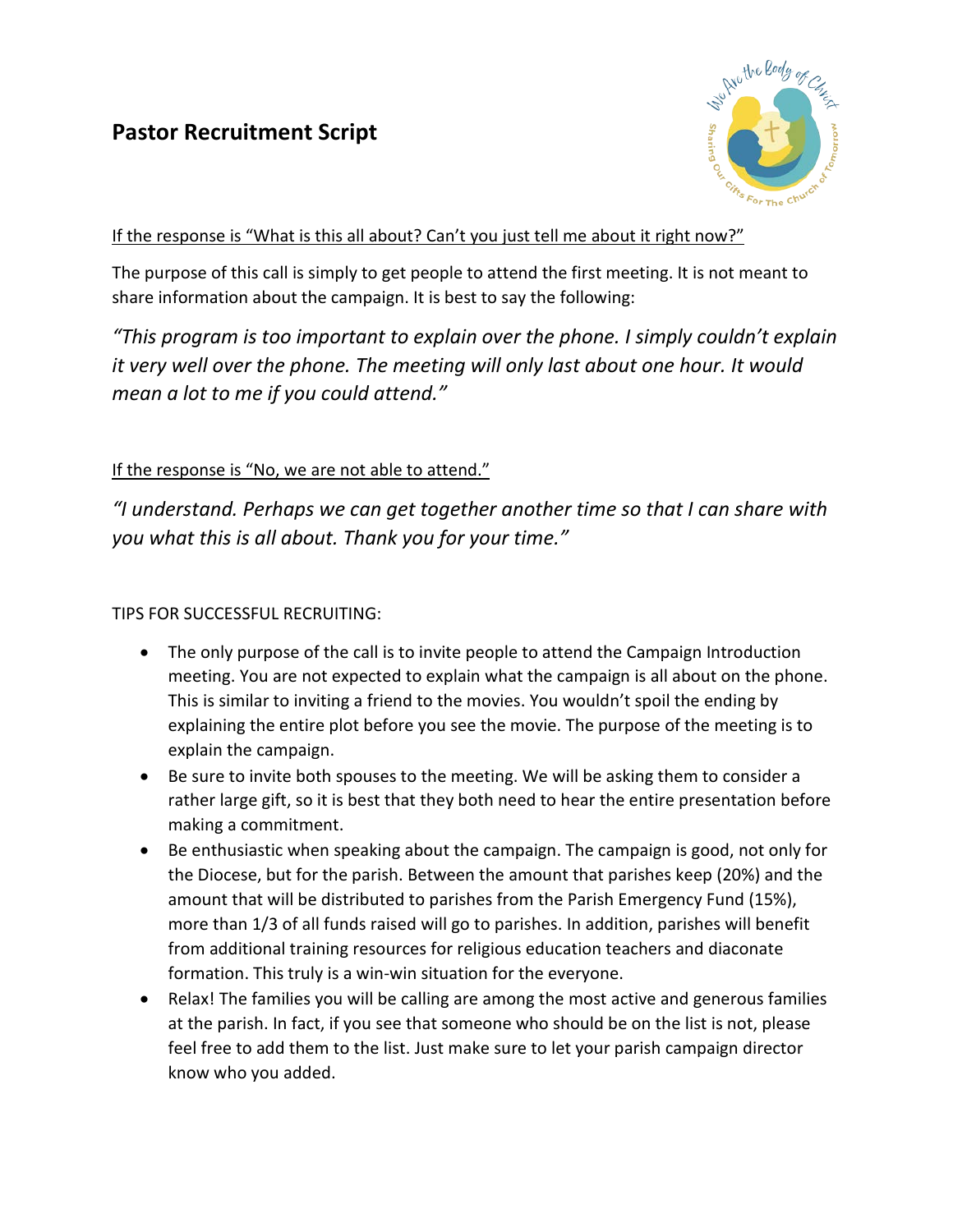# Pastor Recruitment Script

<u>If the response is "What is this all about? Can't you just tell me about it right now?"</u>

The purpose of this call is simply to get people to attend the first meeting. It is not meant to share information about the campaign. It is best to say the following:

*"This program is too important to explain over the phone. I simply couldn't explain it very well over the phone. The meeting will only last about one hour. It would mean a lot to me if you could attend."*

<u>If the response is "No, we are not able to attend."</u>

*"I understand. Perhaps we can get together another time so that I can share with you what this is all about. Thank you for your time."*

TIPS FOR SUCCESSFUL RECRUITING:

- The only purpose of the call is to invite people to attend the Campaign Introduction meeting. You are not expected to explain what the campaign is all about on the phone. This is similar to inviting a friend to the movies. You wouldn't spoil the ending by explaining the entire plot before you see the movie. The purpose of the meeting is to explain the campaign.
- Be sure to invite both spouses to the meeting. We will be asking them to consider a rather large gift, so it is best that they both need to hear the entire presentation before making a commitment.
- Be enthusiastic when speaking about the campaign. The campaign is good, not only for the Diocese, but for the parish. Between the amount that parishes keep (20%) and the amount that will be distributed to parishes from the Parish Emergency Fund (15%), more than 1/3 of all funds raised will go to parishes. In addition, parishes will benefit from additional training resources for religious education teachers and diaconate formation. This truly is a win-win situation for the everyone.
- Relax! The families you will be calling are among the most active and generous families at the parish. In fact, if you see that someone who should be on the list is not, please feel free to add them to the list. Just make sure to let your parish campaign director know who you added.